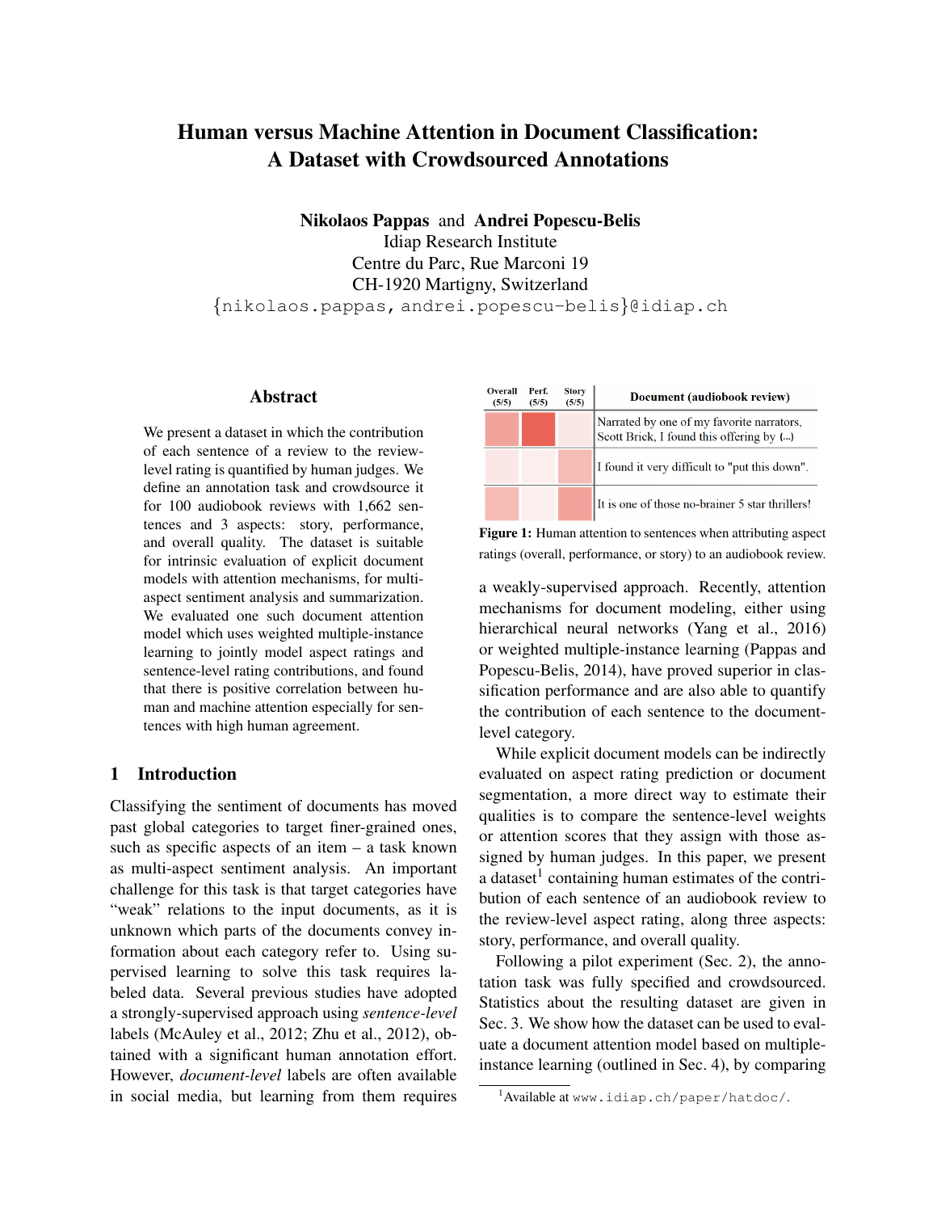# Human versus Machine Attention in Document Classification: A Dataset with Crowdsourced Annotations

**Nikolaos Pappas** and **Andrei Popescu-Belis**
Idiap Research Institute
Centre du Parc, Rue Marconi 19
CH-1920 Martigny, Switzerland
{nikolaos.pappas, andrei.popescu-belis}@idiap.ch

## Abstract

We present a dataset in which the contribution of each sentence of a review to the review-level rating is quantified by human judges. We define an annotation task and crowdsource it for 100 audiobook reviews with 1,662 sentences and 3 aspects: story, performance, and overall quality. The dataset is suitable for intrinsic evaluation of explicit document models with attention mechanisms, for multi-aspect sentiment analysis and summarization. We evaluated one such document attention model which uses weighted multiple-instance learning to jointly model aspect ratings and sentence-level rating contributions, and found that there is positive correlation between human and machine attention especially for sentences with high human agreement.

| Overall (5/5) | Perf. (5/5) | Story (5/5) | Document (audiobook review) |
|---|---|---|---|
| | | | Narrated by one of my favorite narrators, Scott Brick, I found this offering by (...) |
| | | | I found it very difficult to "put this down". |
| | | | It is one of those no-brainer 5 star thrillers! |

**Figure 1:** Human attention to sentences when attributing aspect ratings (overall, performance, or story) to an audiobook review.

## 1 Introduction

Classifying the sentiment of documents has moved past global categories to target finer-grained ones, such as specific aspects of an item – a task known as multi-aspect sentiment analysis. An important challenge for this task is that target categories have "weak" relations to the input documents, as it is unknown which parts of the documents convey information about each category refer to. Using supervised learning to solve this task requires labeled data. Several previous studies have adopted a strongly-supervised approach using *sentence-level* labels (McAuley et al., 2012; Zhu et al., 2012), obtained with a significant human annotation effort. However, *document-level* labels are often available in social media, but learning from them requires a weakly-supervised approach. Recently, attention mechanisms for document modeling, either using hierarchical neural networks (Yang et al., 2016) or weighted multiple-instance learning (Pappas and Popescu-Belis, 2014), have proved superior in classification performance and are also able to quantify the contribution of each sentence to the document-level category.

While explicit document models can be indirectly evaluated on aspect rating prediction or document segmentation, a more direct way to estimate their qualities is to compare the sentence-level weights or attention scores that they assign with those assigned by human judges. In this paper, we present a dataset[1] containing human estimates of the contribution of each sentence of an audiobook review to the review-level aspect rating, along three aspects: story, performance, and overall quality.

Following a pilot experiment (Sec. 2), the annotation task was fully specified and crowdsourced. Statistics about the resulting dataset are given in Sec. 3. We show how the dataset can be used to evaluate a document attention model based on multiple-instance learning (outlined in Sec. 4), by comparing

[1] Available at www.idiap.ch/paper/hatdoc/.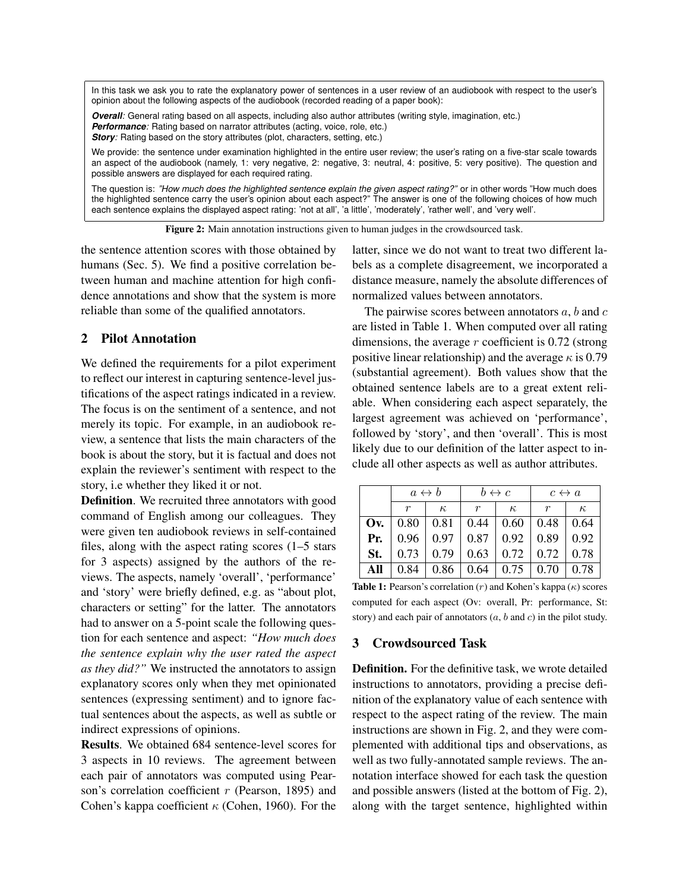In this task we ask you to rate the explanatory power of sentences in a user review of an audiobook with respect to the user's opinion about the following aspects of the audiobook (recorded reading of a paper book):

***Overall:*** General rating based on all aspects, including also author attributes (writing style, imagination, etc.)
***Performance:*** Rating based on narrator attributes (acting, voice, role, etc.)
***Story:*** Rating based on the story attributes (plot, characters, setting, etc.)

We provide: the sentence under examination highlighted in the entire user review; the user's rating on a five-star scale towards an aspect of the audiobook (namely, 1: very negative, 2: negative, 3: neutral, 4: positive, 5: very positive). The question and possible answers are displayed for each required rating.

The question is: *"How much does the highlighted sentence explain the given aspect rating?"* or in other words "How much does the highlighted sentence carry the user's opinion about each aspect?" The answer is one of the following choices of how much each sentence explains the displayed aspect rating: 'not at all', 'a little', 'moderately', 'rather well', and 'very well'.

**Figure 2:** Main annotation instructions given to human judges in the crowdsourced task.

the sentence attention scores with those obtained by humans (Sec. 5). We find a positive correlation between human and machine attention for high confidence annotations and show that the system is more reliable than some of the qualified annotators.

## 2 Pilot Annotation

We defined the requirements for a pilot experiment to reflect our interest in capturing sentence-level justifications of the aspect ratings indicated in a review. The focus is on the sentiment of a sentence, and not merely its topic. For example, in an audiobook review, a sentence that lists the main characters of the book is about the story, but it is factual and does not explain the reviewer's sentiment with respect to the story, i.e whether they liked it or not.

**Definition**. We recruited three annotators with good command of English among our colleagues. They were given ten audiobook reviews in self-contained files, along with the aspect rating scores (1–5 stars for 3 aspects) assigned by the authors of the reviews. The aspects, namely 'overall', 'performance' and 'story' were briefly defined, e.g. as "about plot, characters or setting" for the latter. The annotators had to answer on a 5-point scale the following question for each sentence and aspect: *"How much does the sentence explain why the user rated the aspect as they did?"* We instructed the annotators to assign explanatory scores only when they met opinionated sentences (expressing sentiment) and to ignore factual sentences about the aspects, as well as subtle or indirect expressions of opinions.

**Results**. We obtained 684 sentence-level scores for 3 aspects in 10 reviews. The agreement between each pair of annotators was computed using Pearson's correlation coefficient $r$ (Pearson, 1895) and Cohen's kappa coefficient $\kappa$ (Cohen, 1960). For the latter, since we do not want to treat two different labels as a complete disagreement, we incorporated a distance measure, namely the absolute differences of normalized values between annotators.

The pairwise scores between annotators $a$, $b$ and $c$ are listed in Table 1. When computed over all rating dimensions, the average $r$ coefficient is 0.72 (strong positive linear relationship) and the average $\kappa$ is 0.79 (substantial agreement). Both values show that the obtained sentence labels are to a great extent reliable. When considering each aspect separately, the largest agreement was achieved on 'performance', followed by 'story', and then 'overall'. This is most likely due to our definition of the latter aspect to include all other aspects as well as author attributes.

| | $a \leftrightarrow b$ | | $b \leftrightarrow c$ | | $c \leftrightarrow a$ | |
|---|---|---|---|---|---|---|
| | $r$ | $\kappa$ | $r$ | $\kappa$ | $r$ | $\kappa$ |
| **Ov.** | 0.80 | 0.81 | 0.44 | 0.60 | 0.48 | 0.64 |
| **Pr.** | 0.96 | 0.97 | 0.87 | 0.92 | 0.89 | 0.92 |
| **St.** | 0.73 | 0.79 | 0.63 | 0.72 | 0.72 | 0.78 |
| **All** | 0.84 | 0.86 | 0.64 | 0.75 | 0.70 | 0.78 |

**Table 1:** Pearson's correlation ($r$) and Kohen's kappa ($\kappa$) scores computed for each aspect (Ov: overall, Pr: performance, St: story) and each pair of annotators ($a$, $b$ and $c$) in the pilot study.

## 3 Crowdsourced Task

**Definition.** For the definitive task, we wrote detailed instructions to annotators, providing a precise definition of the explanatory value of each sentence with respect to the aspect rating of the review. The main instructions are shown in Fig. 2, and they were complemented with additional tips and observations, as well as two fully-annotated sample reviews. The annotation interface showed for each task the question and possible answers (listed at the bottom of Fig. 2), along with the target sentence, highlighted within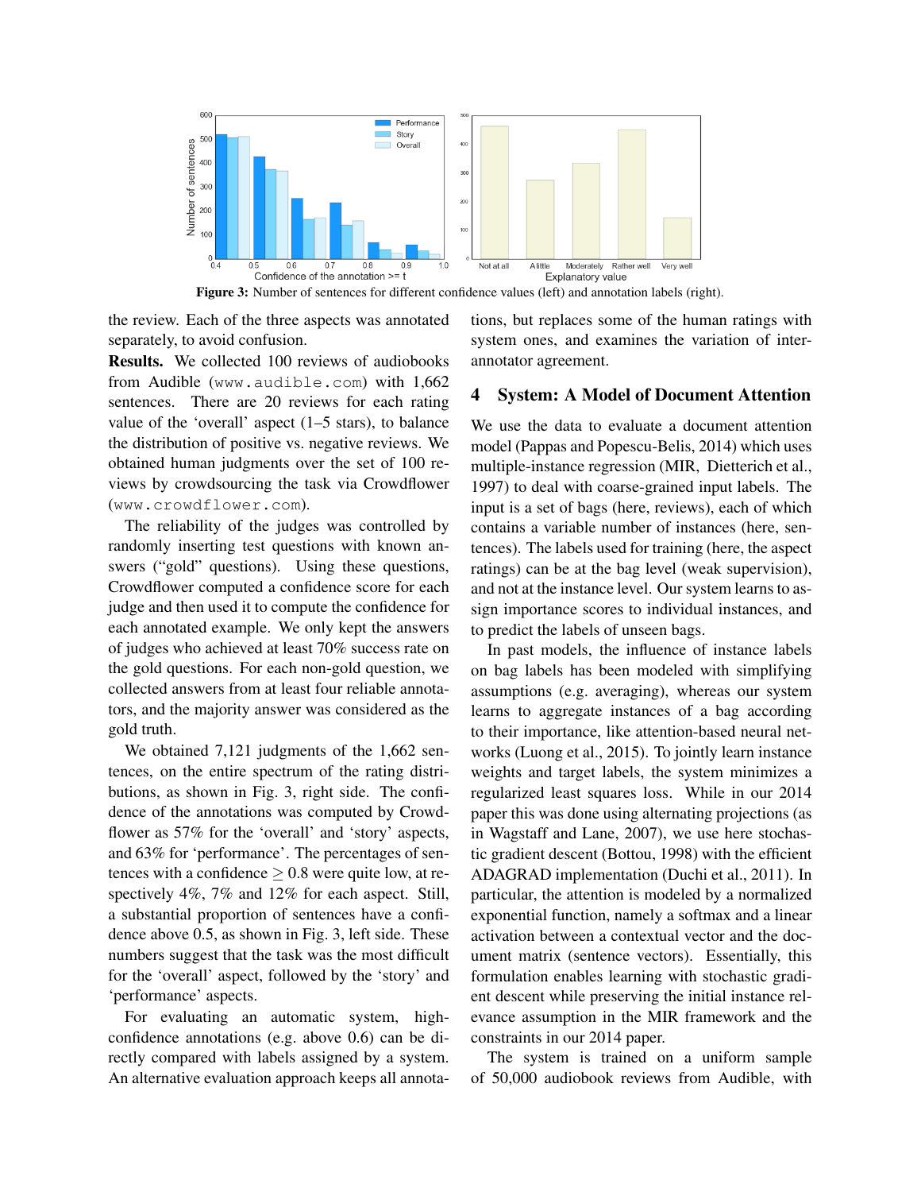Figure 3: Number of sentences for different confidence values (left) and annotation labels (right).

the review. Each of the three aspects was annotated separately, to avoid confusion.

**Results.** We collected 100 reviews of audiobooks from Audible (www.audible.com) with 1,662 sentences. There are 20 reviews for each rating value of the 'overall' aspect (1–5 stars), to balance the distribution of positive vs. negative reviews. We obtained human judgments over the set of 100 reviews by crowdsourcing the task via Crowdflower (www.crowdflower.com).

The reliability of the judges was controlled by randomly inserting test questions with known answers ("gold" questions). Using these questions, Crowdflower computed a confidence score for each judge and then used it to compute the confidence for each annotated example. We only kept the answers of judges who achieved at least 70% success rate on the gold questions. For each non-gold question, we collected answers from at least four reliable annotators, and the majority answer was considered as the gold truth.

We obtained 7,121 judgments of the 1,662 sentences, on the entire spectrum of the rating distributions, as shown in Fig. 3, right side. The confidence of the annotations was computed by Crowdflower as 57% for the 'overall' and 'story' aspects, and 63% for 'performance'. The percentages of sentences with a confidence $\geq 0.8$ were quite low, at respectively 4%, 7% and 12% for each aspect. Still, a substantial proportion of sentences have a confidence above 0.5, as shown in Fig. 3, left side. These numbers suggest that the task was the most difficult for the 'overall' aspect, followed by the 'story' and 'performance' aspects.

For evaluating an automatic system, high-confidence annotations (e.g. above 0.6) can be directly compared with labels assigned by a system. An alternative evaluation approach keeps all annotations, but replaces some of the human ratings with system ones, and examines the variation of inter-annotator agreement.

## 4 System: A Model of Document Attention

We use the data to evaluate a document attention model (Pappas and Popescu-Belis, 2014) which uses multiple-instance regression (MIR, Dietterich et al., 1997) to deal with coarse-grained input labels. The input is a set of bags (here, reviews), each of which contains a variable number of instances (here, sentences). The labels used for training (here, the aspect ratings) can be at the bag level (weak supervision), and not at the instance level. Our system learns to assign importance scores to individual instances, and to predict the labels of unseen bags.

In past models, the influence of instance labels on bag labels has been modeled with simplifying assumptions (e.g. averaging), whereas our system learns to aggregate instances of a bag according to their importance, like attention-based neural networks (Luong et al., 2015). To jointly learn instance weights and target labels, the system minimizes a regularized least squares loss. While in our 2014 paper this was done using alternating projections (as in Wagstaff and Lane, 2007), we use here stochastic gradient descent (Bottou, 1998) with the efficient ADAGRAD implementation (Duchi et al., 2011). In particular, the attention is modeled by a normalized exponential function, namely a softmax and a linear activation between a contextual vector and the document matrix (sentence vectors). Essentially, this formulation enables learning with stochastic gradient descent while preserving the initial instance relevance assumption in the MIR framework and the constraints in our 2014 paper.

The system is trained on a uniform sample of 50,000 audiobook reviews from Audible, with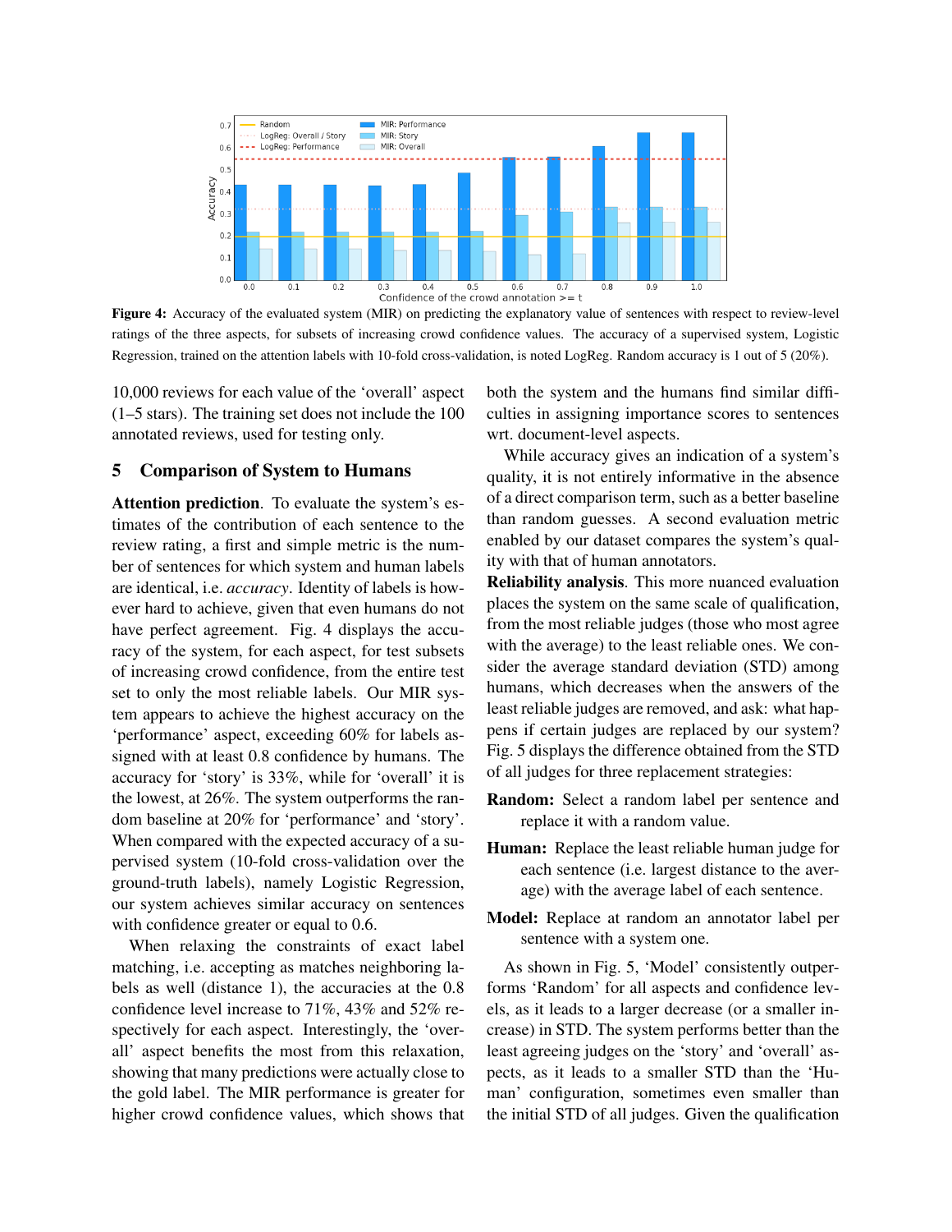**Figure 4:** Accuracy of the evaluated system (MIR) on predicting the explanatory value of sentences with respect to review-level ratings of the three aspects, for subsets of increasing crowd confidence values. The accuracy of a supervised system, Logistic Regression, trained on the attention labels with 10-fold cross-validation, is noted LogReg. Random accuracy is 1 out of 5 (20%).

10,000 reviews for each value of the 'overall' aspect (1–5 stars). The training set does not include the 100 annotated reviews, used for testing only.

## 5 Comparison of System to Humans

**Attention prediction**. To evaluate the system's estimates of the contribution of each sentence to the review rating, a first and simple metric is the number of sentences for which system and human labels are identical, i.e. *accuracy*. Identity of labels is however hard to achieve, given that even humans do not have perfect agreement. Fig. 4 displays the accuracy of the system, for each aspect, for test subsets of increasing crowd confidence, from the entire test set to only the most reliable labels. Our MIR system appears to achieve the highest accuracy on the 'performance' aspect, exceeding 60% for labels assigned with at least 0.8 confidence by humans. The accuracy for 'story' is 33%, while for 'overall' it is the lowest, at 26%. The system outperforms the random baseline at 20% for 'performance' and 'story'. When compared with the expected accuracy of a supervised system (10-fold cross-validation over the ground-truth labels), namely Logistic Regression, our system achieves similar accuracy on sentences with confidence greater or equal to 0.6.

When relaxing the constraints of exact label matching, i.e. accepting as matches neighboring labels as well (distance 1), the accuracies at the 0.8 confidence level increase to 71%, 43% and 52% respectively for each aspect. Interestingly, the 'overall' aspect benefits the most from this relaxation, showing that many predictions were actually close to the gold label. The MIR performance is greater for higher crowd confidence values, which shows that both the system and the humans find similar difficulties in assigning importance scores to sentences wrt. document-level aspects.

While accuracy gives an indication of a system's quality, it is not entirely informative in the absence of a direct comparison term, such as a better baseline than random guesses. A second evaluation metric enabled by our dataset compares the system's quality with that of human annotators.

**Reliability analysis**. This more nuanced evaluation places the system on the same scale of qualification, from the most reliable judges (those who most agree with the average) to the least reliable ones. We consider the average standard deviation (STD) among humans, which decreases when the answers of the least reliable judges are removed, and ask: what happens if certain judges are replaced by our system? Fig. 5 displays the difference obtained from the STD of all judges for three replacement strategies:

**Random:** Select a random label per sentence and replace it with a random value.

**Human:** Replace the least reliable human judge for each sentence (i.e. largest distance to the average) with the average label of each sentence.

**Model:** Replace at random an annotator label per sentence with a system one.

As shown in Fig. 5, 'Model' consistently outperforms 'Random' for all aspects and confidence levels, as it leads to a larger decrease (or a smaller increase) in STD. The system performs better than the least agreeing judges on the 'story' and 'overall' aspects, as it leads to a smaller STD than the 'Human' configuration, sometimes even smaller than the initial STD of all judges. Given the qualification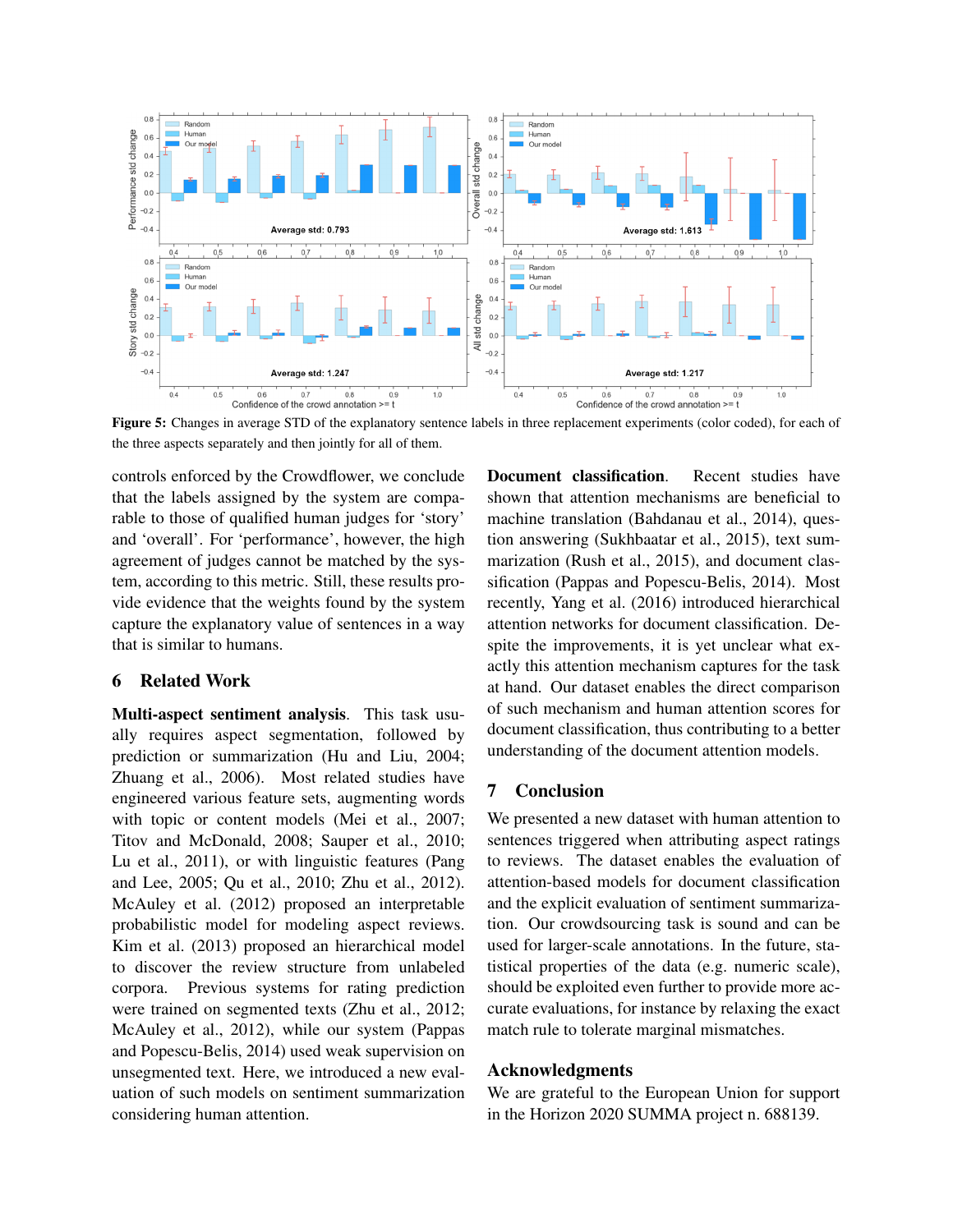Figure 5: Changes in average STD of the explanatory sentence labels in three replacement experiments (color coded), for each of the three aspects separately and then jointly for all of them.

controls enforced by the Crowdflower, we conclude that the labels assigned by the system are comparable to those of qualified human judges for 'story' and 'overall'. For 'performance', however, the high agreement of judges cannot be matched by the system, according to this metric. Still, these results provide evidence that the weights found by the system capture the explanatory value of sentences in a way that is similar to humans.

## 6 Related Work

**Multi-aspect sentiment analysis**. This task usually requires aspect segmentation, followed by prediction or summarization (Hu and Liu, 2004; Zhuang et al., 2006). Most related studies have engineered various feature sets, augmenting words with topic or content models (Mei et al., 2007; Titov and McDonald, 2008; Sauper et al., 2010; Lu et al., 2011), or with linguistic features (Pang and Lee, 2005; Qu et al., 2010; Zhu et al., 2012). McAuley et al. (2012) proposed an interpretable probabilistic model for modeling aspect reviews. Kim et al. (2013) proposed an hierarchical model to discover the review structure from unlabeled corpora. Previous systems for rating prediction were trained on segmented texts (Zhu et al., 2012; McAuley et al., 2012), while our system (Pappas and Popescu-Belis, 2014) used weak supervision on unsegmented text. Here, we introduced a new evaluation of such models on sentiment summarization considering human attention.

**Document classification**. Recent studies have shown that attention mechanisms are beneficial to machine translation (Bahdanau et al., 2014), question answering (Sukhbaatar et al., 2015), text summarization (Rush et al., 2015), and document classification (Pappas and Popescu-Belis, 2014). Most recently, Yang et al. (2016) introduced hierarchical attention networks for document classification. Despite the improvements, it is yet unclear what exactly this attention mechanism captures for the task at hand. Our dataset enables the direct comparison of such mechanism and human attention scores for document classification, thus contributing to a better understanding of the document attention models.

## 7 Conclusion

We presented a new dataset with human attention to sentences triggered when attributing aspect ratings to reviews. The dataset enables the evaluation of attention-based models for document classification and the explicit evaluation of sentiment summarization. Our crowdsourcing task is sound and can be used for larger-scale annotations. In the future, statistical properties of the data (e.g. numeric scale), should be exploited even further to provide more accurate evaluations, for instance by relaxing the exact match rule to tolerate marginal mismatches.

## Acknowledgments

We are grateful to the European Union for support in the Horizon 2020 SUMMA project n. 688139.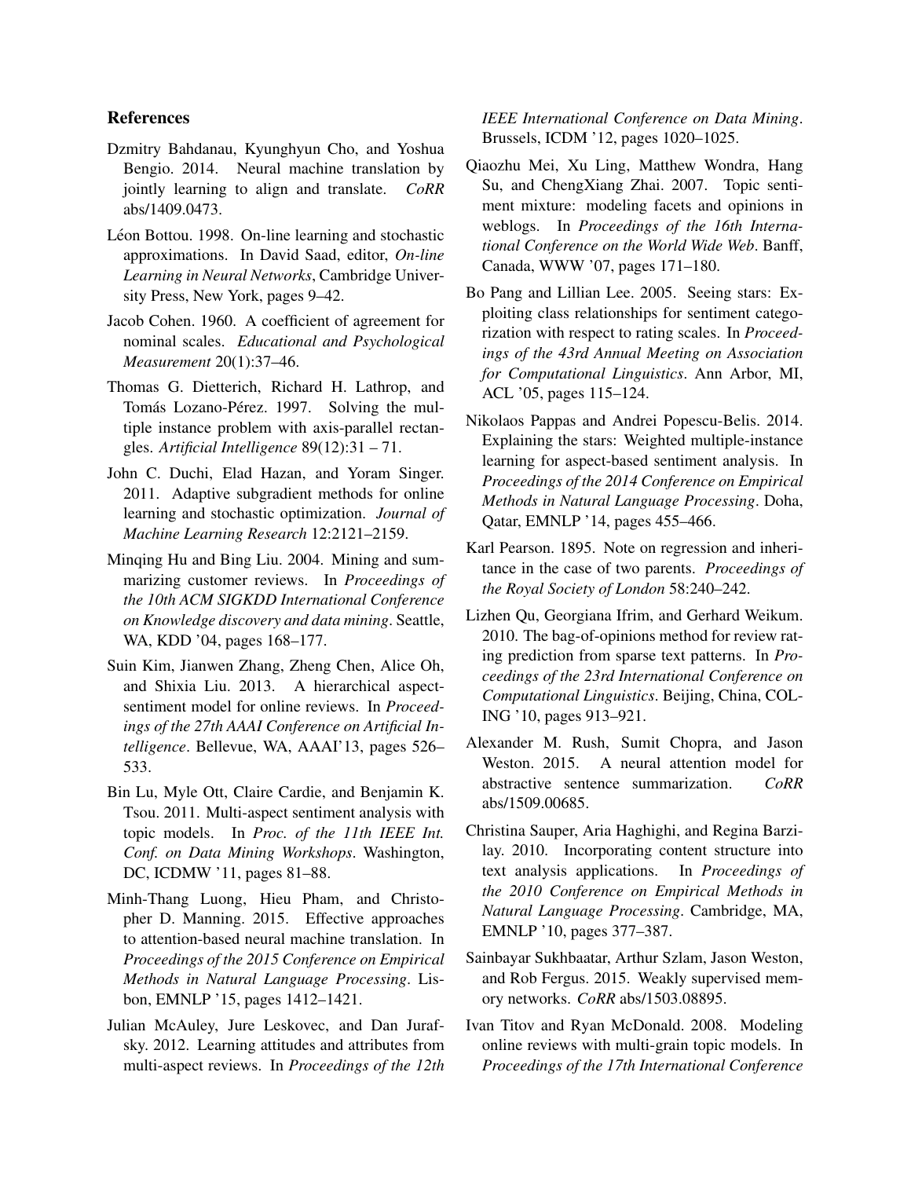## References

Dzmitry Bahdanau, Kyunghyun Cho, and Yoshua Bengio. 2014. Neural machine translation by jointly learning to align and translate. *CoRR* abs/1409.0473.

Léon Bottou. 1998. On-line learning and stochastic approximations. In David Saad, editor, *On-line Learning in Neural Networks*, Cambridge University Press, New York, pages 9–42.

Jacob Cohen. 1960. A coefficient of agreement for nominal scales. *Educational and Psychological Measurement* 20(1):37–46.

Thomas G. Dietterich, Richard H. Lathrop, and Tomás Lozano-Pérez. 1997. Solving the multiple instance problem with axis-parallel rectangles. *Artificial Intelligence* 89(12):31 – 71.

John C. Duchi, Elad Hazan, and Yoram Singer. 2011. Adaptive subgradient methods for online learning and stochastic optimization. *Journal of Machine Learning Research* 12:2121–2159.

Minqing Hu and Bing Liu. 2004. Mining and summarizing customer reviews. In *Proceedings of the 10th ACM SIGKDD International Conference on Knowledge discovery and data mining*. Seattle, WA, KDD '04, pages 168–177.

Suin Kim, Jianwen Zhang, Zheng Chen, Alice Oh, and Shixia Liu. 2013. A hierarchical aspect-sentiment model for online reviews. In *Proceedings of the 27th AAAI Conference on Artificial Intelligence*. Bellevue, WA, AAAI'13, pages 526–533.

Bin Lu, Myle Ott, Claire Cardie, and Benjamin K. Tsou. 2011. Multi-aspect sentiment analysis with topic models. In *Proc. of the 11th IEEE Int. Conf. on Data Mining Workshops*. Washington, DC, ICDMW '11, pages 81–88.

Minh-Thang Luong, Hieu Pham, and Christopher D. Manning. 2015. Effective approaches to attention-based neural machine translation. In *Proceedings of the 2015 Conference on Empirical Methods in Natural Language Processing*. Lisbon, EMNLP '15, pages 1412–1421.

Julian McAuley, Jure Leskovec, and Dan Jurafsky. 2012. Learning attitudes and attributes from multi-aspect reviews. In *Proceedings of the 12th IEEE International Conference on Data Mining*. Brussels, ICDM '12, pages 1020–1025.

Qiaozhu Mei, Xu Ling, Matthew Wondra, Hang Su, and ChengXiang Zhai. 2007. Topic sentiment mixture: modeling facets and opinions in weblogs. In *Proceedings of the 16th International Conference on the World Wide Web*. Banff, Canada, WWW '07, pages 171–180.

Bo Pang and Lillian Lee. 2005. Seeing stars: Exploiting class relationships for sentiment categorization with respect to rating scales. In *Proceedings of the 43rd Annual Meeting on Association for Computational Linguistics*. Ann Arbor, MI, ACL '05, pages 115–124.

Nikolaos Pappas and Andrei Popescu-Belis. 2014. Explaining the stars: Weighted multiple-instance learning for aspect-based sentiment analysis. In *Proceedings of the 2014 Conference on Empirical Methods in Natural Language Processing*. Doha, Qatar, EMNLP '14, pages 455–466.

Karl Pearson. 1895. Note on regression and inheritance in the case of two parents. *Proceedings of the Royal Society of London* 58:240–242.

Lizhen Qu, Georgiana Ifrim, and Gerhard Weikum. 2010. The bag-of-opinions method for review rating prediction from sparse text patterns. In *Proceedings of the 23rd International Conference on Computational Linguistics*. Beijing, China, COLING '10, pages 913–921.

Alexander M. Rush, Sumit Chopra, and Jason Weston. 2015. A neural attention model for abstractive sentence summarization. *CoRR* abs/1509.00685.

Christina Sauper, Aria Haghighi, and Regina Barzilay. 2010. Incorporating content structure into text analysis applications. In *Proceedings of the 2010 Conference on Empirical Methods in Natural Language Processing*. Cambridge, MA, EMNLP '10, pages 377–387.

Sainbayar Sukhbaatar, Arthur Szlam, Jason Weston, and Rob Fergus. 2015. Weakly supervised memory networks. *CoRR* abs/1503.08895.

Ivan Titov and Ryan McDonald. 2008. Modeling online reviews with multi-grain topic models. In *Proceedings of the 17th International Conference*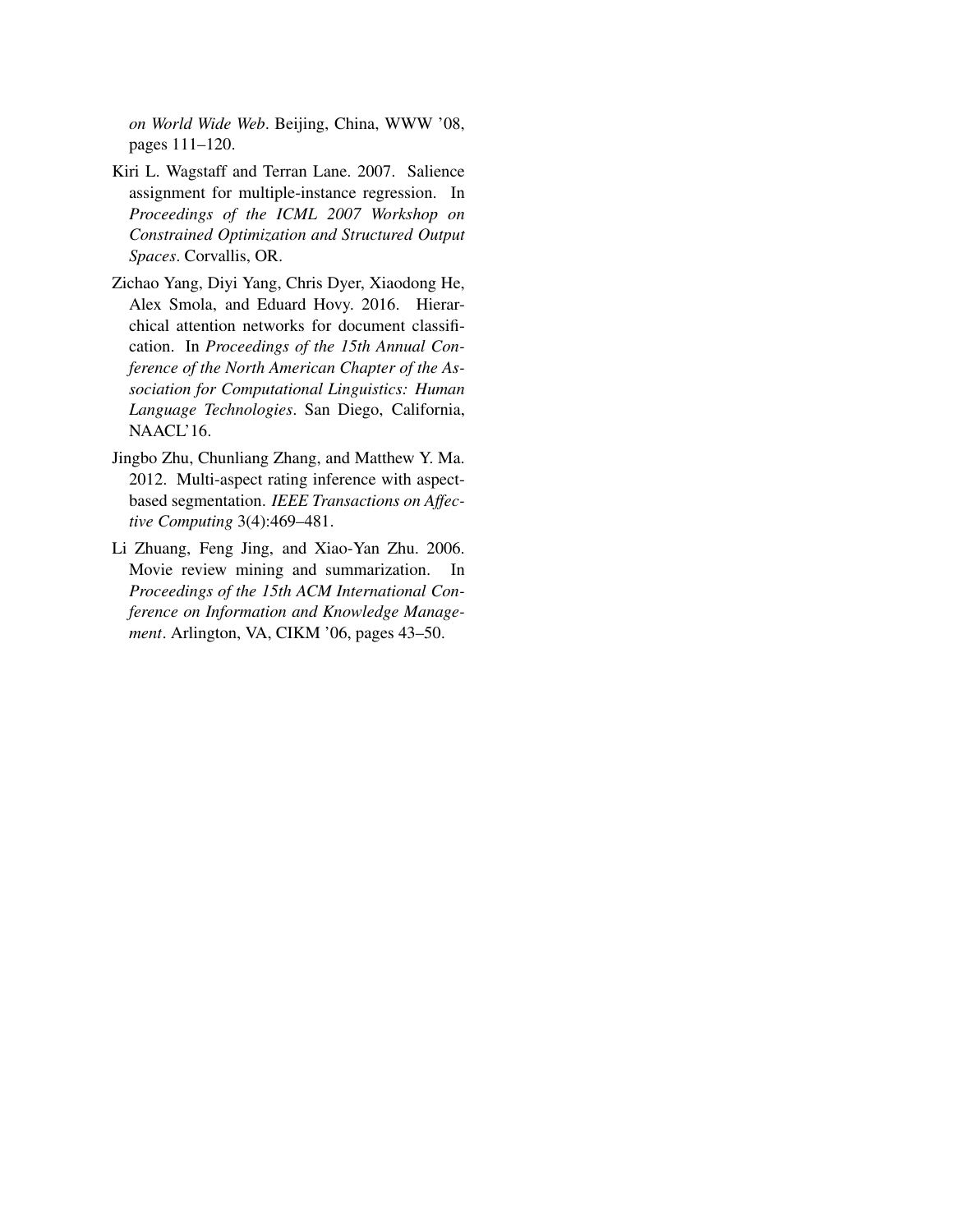*on World Wide Web*. Beijing, China, WWW '08, pages 111–120.

Kiri L. Wagstaff and Terran Lane. 2007. Salience assignment for multiple-instance regression. In *Proceedings of the ICML 2007 Workshop on Constrained Optimization and Structured Output Spaces*. Corvallis, OR.

Zichao Yang, Diyi Yang, Chris Dyer, Xiaodong He, Alex Smola, and Eduard Hovy. 2016. Hierarchical attention networks for document classification. In *Proceedings of the 15th Annual Conference of the North American Chapter of the Association for Computational Linguistics: Human Language Technologies*. San Diego, California, NAACL'16.

Jingbo Zhu, Chunliang Zhang, and Matthew Y. Ma. 2012. Multi-aspect rating inference with aspect-based segmentation. *IEEE Transactions on Affective Computing* 3(4):469–481.

Li Zhuang, Feng Jing, and Xiao-Yan Zhu. 2006. Movie review mining and summarization. In *Proceedings of the 15th ACM International Conference on Information and Knowledge Management*. Arlington, VA, CIKM '06, pages 43–50.